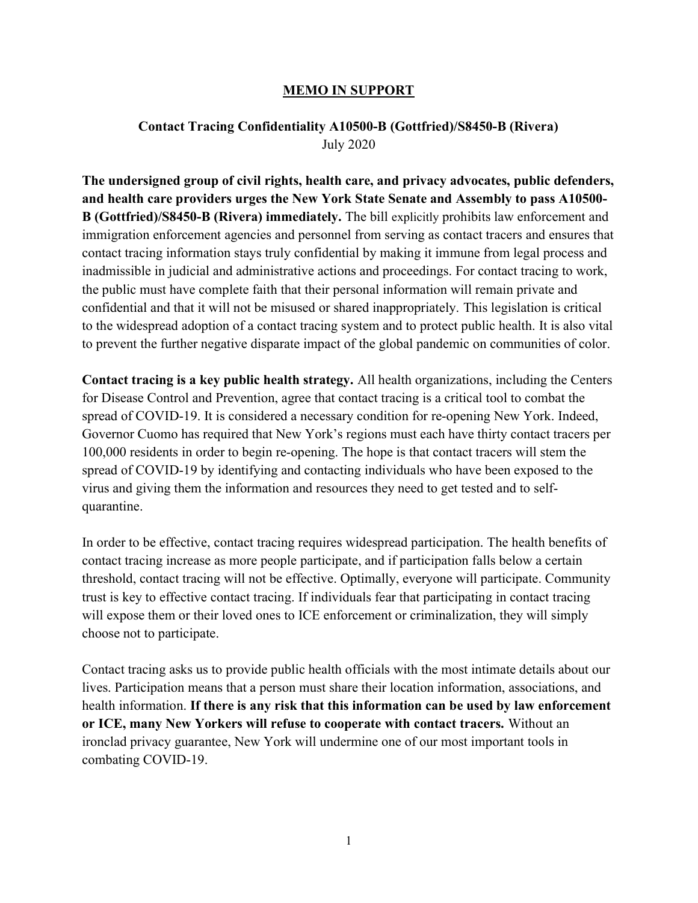# MEMO IN SUPPORT

## Contact Tracing Confidentiality A10500-B (Gottfried)/S8450-B (Rivera)

July 2020

**The undersigned group of civil rights, health care, and privacy advocates, public defenders, and health care providers urges the New York State Senate and Assembly to pass A10500-B (Gottfried)/S8450-B (Rivera) immediately.** The bill explicitly prohibits law enforcement and immigration enforcement agencies and personnel from serving as contact tracers and ensures that contact tracing information stays truly confidential by making it immune from legal process and inadmissible in judicial and administrative actions and proceedings. For contact tracing to work, the public must have complete faith that their personal information will remain private and confidential and that it will not be misused or shared inappropriately. This legislation is critical to the widespread adoption of a contact tracing system and to protect public health. It is also vital to prevent the further negative disparate impact of the global pandemic on communities of color.

**Contact tracing is a key public health strategy.** All health organizations, including the Centers for Disease Control and Prevention, agree that contact tracing is a critical tool to combat the spread of COVID-19. It is considered a necessary condition for re-opening New York. Indeed, Governor Cuomo has required that New York's regions must each have thirty contact tracers per 100,000 residents in order to begin re-opening. The hope is that contact tracers will stem the spread of COVID-19 by identifying and contacting individuals who have been exposed to the virus and giving them the information and resources they need to get tested and to self-quarantine.

In order to be effective, contact tracing requires widespread participation. The health benefits of contact tracing increase as more people participate, and if participation falls below a certain threshold, contact tracing will not be effective. Optimally, everyone will participate. Community trust is key to effective contact tracing. If individuals fear that participating in contact tracing will expose them or their loved ones to ICE enforcement or criminalization, they will simply choose not to participate.

Contact tracing asks us to provide public health officials with the most intimate details about our lives. Participation means that a person must share their location information, associations, and health information. **If there is any risk that this information can be used by law enforcement or ICE, many New Yorkers will refuse to cooperate with contact tracers.** Without an ironclad privacy guarantee, New York will undermine one of our most important tools in combating COVID-19.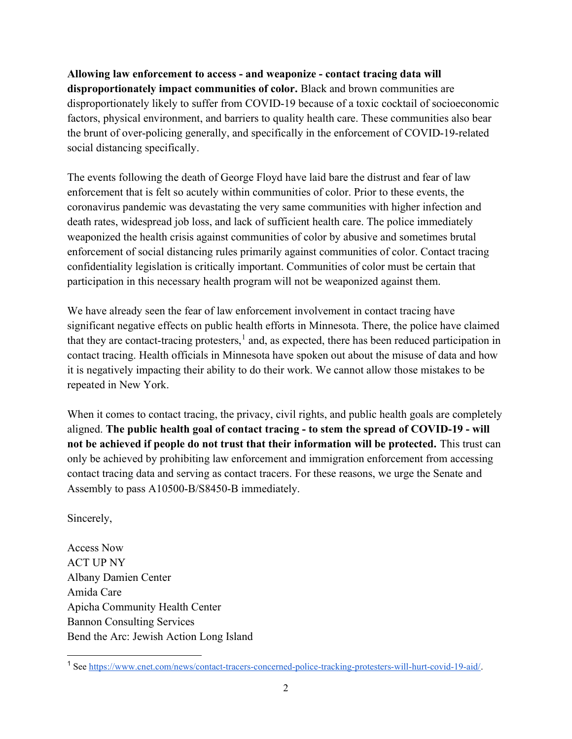**Allowing law enforcement to access - and weaponize - contact tracing data will disproportionately impact communities of color.** Black and brown communities are disproportionately likely to suffer from COVID-19 because of a toxic cocktail of socioeconomic factors, physical environment, and barriers to quality health care. These communities also bear the brunt of over-policing generally, and specifically in the enforcement of COVID-19-related social distancing specifically.

The events following the death of George Floyd have laid bare the distrust and fear of law enforcement that is felt so acutely within communities of color. Prior to these events, the coronavirus pandemic was devastating the very same communities with higher infection and death rates, widespread job loss, and lack of sufficient health care. The police immediately weaponized the health crisis against communities of color by abusive and sometimes brutal enforcement of social distancing rules primarily against communities of color. Contact tracing confidentiality legislation is critically important. Communities of color must be certain that participation in this necessary health program will not be weaponized against them.

We have already seen the fear of law enforcement involvement in contact tracing have significant negative effects on public health efforts in Minnesota. There, the police have claimed that they are contact-tracing protesters,[1] and, as expected, there has been reduced participation in contact tracing. Health officials in Minnesota have spoken out about the misuse of data and how it is negatively impacting their ability to do their work. We cannot allow those mistakes to be repeated in New York.

When it comes to contact tracing, the privacy, civil rights, and public health goals are completely aligned. **The public health goal of contact tracing - to stem the spread of COVID-19 - will not be achieved if people do not trust that their information will be protected.** This trust can only be achieved by prohibiting law enforcement and immigration enforcement from accessing contact tracing data and serving as contact tracers. For these reasons, we urge the Senate and Assembly to pass A10500-B/S8450-B immediately.

Sincerely,

Access Now
ACT UP NY
Albany Damien Center
Amida Care
Apicha Community Health Center
Bannon Consulting Services
Bend the Arc: Jewish Action Long Island

---

[1] See https://www.cnet.com/news/contact-tracers-concerned-police-tracking-protesters-will-hurt-covid-19-aid/.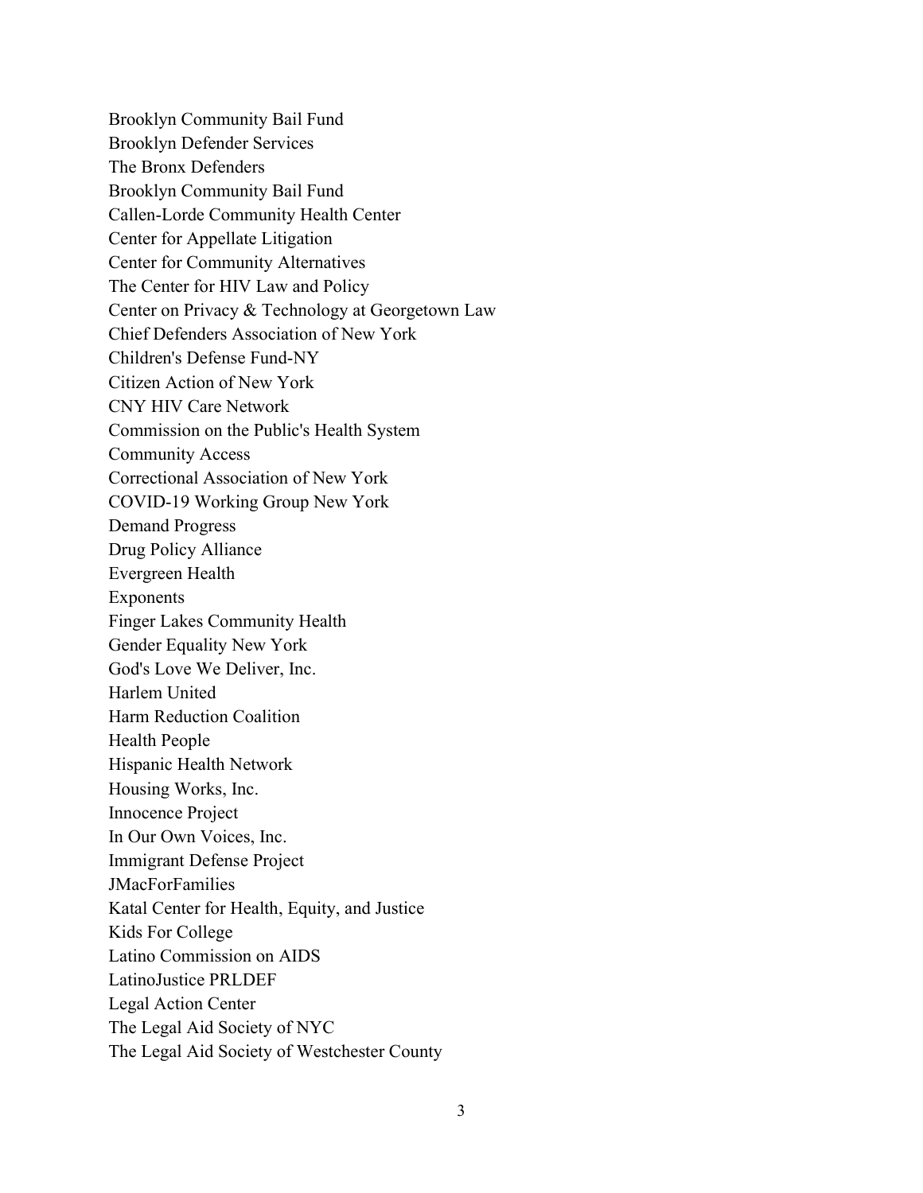Brooklyn Community Bail Fund
Brooklyn Defender Services
The Bronx Defenders
Brooklyn Community Bail Fund
Callen-Lorde Community Health Center
Center for Appellate Litigation
Center for Community Alternatives
The Center for HIV Law and Policy
Center on Privacy & Technology at Georgetown Law
Chief Defenders Association of New York
Children's Defense Fund-NY
Citizen Action of New York
CNY HIV Care Network
Commission on the Public's Health System
Community Access
Correctional Association of New York
COVID-19 Working Group New York
Demand Progress
Drug Policy Alliance
Evergreen Health
Exponents
Finger Lakes Community Health
Gender Equality New York
God's Love We Deliver, Inc.
Harlem United
Harm Reduction Coalition
Health People
Hispanic Health Network
Housing Works, Inc.
Innocence Project
In Our Own Voices, Inc.
Immigrant Defense Project
JMacForFamilies
Katal Center for Health, Equity, and Justice
Kids For College
Latino Commission on AIDS
LatinoJustice PRLDEF
Legal Action Center
The Legal Aid Society of NYC
The Legal Aid Society of Westchester County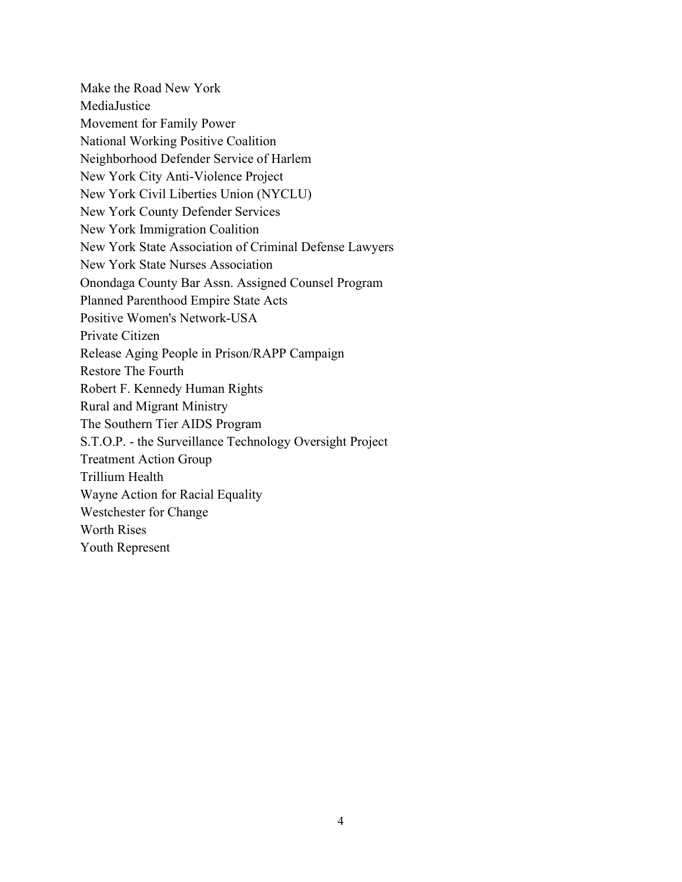Make the Road New York
MediaJustice
Movement for Family Power
National Working Positive Coalition
Neighborhood Defender Service of Harlem
New York City Anti-Violence Project
New York Civil Liberties Union (NYCLU)
New York County Defender Services
New York Immigration Coalition
New York State Association of Criminal Defense Lawyers
New York State Nurses Association
Onondaga County Bar Assn. Assigned Counsel Program
Planned Parenthood Empire State Acts
Positive Women's Network-USA
Private Citizen
Release Aging People in Prison/RAPP Campaign
Restore The Fourth
Robert F. Kennedy Human Rights
Rural and Migrant Ministry
The Southern Tier AIDS Program
S.T.O.P. - the Surveillance Technology Oversight Project
Treatment Action Group
Trillium Health
Wayne Action for Racial Equality
Westchester for Change
Worth Rises
Youth Represent